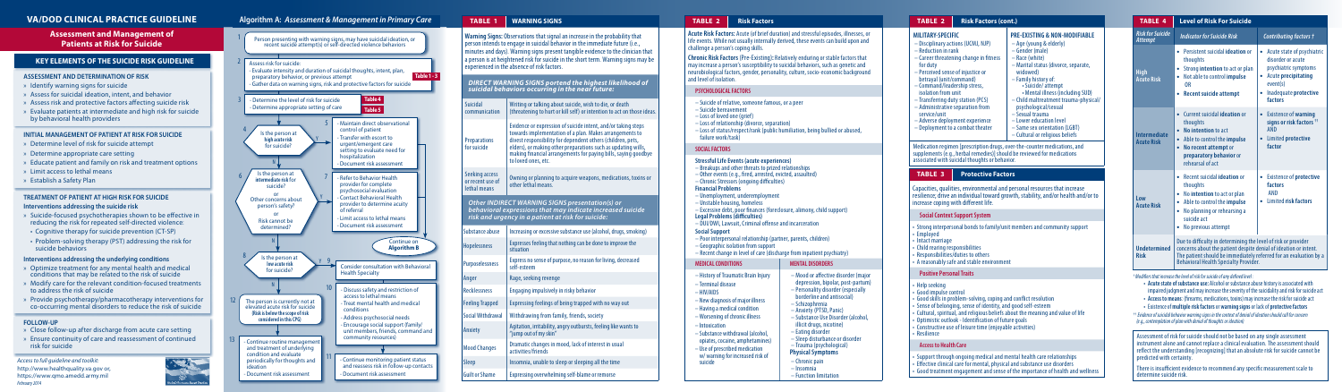# VA/DOD CLINICAL PRACTICE GUIDELINE

## Assessment and Management of Patients at Risk for Suicide

### KEY ELEMENTS OF THE SUICIDE RISK GUIDELINE

#### ASSESSMENT AND DETERMINATION OF RISK

- Identify warning signs for suicide
- Assess for suicidal ideation, intent, and behavior
- Assess risk and protective factors affecting suicide risk
- Evaluate patients at intermediate and high risk for suicide by behavioral health providers

#### INITIAL MANAGEMENT OF PATIENT AT RISK FOR SUICIDE

- Determine level of risk for suicide attempt
- Determine appropriate care setting
- Educate patient and family on risk and treatment options
- Limit access to lethal means
- Establish a Safety Plan

#### TREATMENT OF PATIENT AT HIGH RISK FOR SUICIDE

**Interventions addressing the suicide risk**

- Suicide-focused psychotherapies shown to be effective in reducing the risk for repeated self-inflicted violence:
  - Cognitive therapy for suicide prevention (CT-SP)
  - Problem-solving therapy (PST) addressing the risk for suicide behaviors

**Interventions addressing the underlying conditions**

- Optimize treatment for any mental health and medical conditions that may be related to the risk of suicide
- Modify care for the relevant condition-focused treatments to address the risk of suicide
- Provide psychotherapy/pharmacotherapy interventions for co-occurring mental disorders to reduce the risk of suicide

#### FOLLOW-UP

- Close follow-up after discharge from acute care setting
- Ensure continuity of care and reassessment of continued risk for suicide

*Access to full guideline and toolkit:*
http://www.healthquality.va.gov or,
https://www.qmo.amedd.army.mil
*February 2014*

## Algorithm A: *Assessment & Management in Primary Care*

1. Person presenting with warning signs, may have suicidal ideation, or recent suicide attempt(s) or self-directed violence behaviors
2. Assess risk for suicide:
   - Evaluate intensity and duration of suicidal thoughts, intent, plan, preparatory behavior, or previous attempt
   - Gather data on warning signs, risk and protective factors for suicide
   (Table 1 - 3)
3. - Determine the level of risk for suicide (Table 4)
   - Determine appropriate setting of care (Table 5)
4. Is the person at **high acute risk** for suicide?
   - Y → 5. - Maintain direct observational control of patient
     - Transfer with escort to urgent/emergent care setting to evaluate need for hospitalization
     - Document risk assessment
   - N → 6
6. Is the person at **intermediate risk** for suicide? or Other concerns about person's safety? or Risk cannot be determined?
   - Y → 7. - Refer to Behavior Health provider for complete psychosocial evaluation
     - Contact Behavioral Health provider to determine acuity of referral
     - Limit access to lethal means
     - Document risk assessment
     - Continue on **Algorithm B**
   - N → 8
8. Is the person at **low acute risk** for suicide?
   - Y → 9. Consider consultation with Behavioral Health Specialty
   - Y → 10. - Discuss safety and restriction of access to lethal means
     - Treat mental health and medical conditions
     - Address psychosocial needs
     - Encourage social support (Family/unit members, friends, command and community resources)
     - → 11. - Continue monitoring patient status and reassess risk in follow-up contacts
       - Document risk assessment
   - N → 12
12. The person is currently not at elevated acute risk for suicide (**Risk is below the scope of risk considered in this CPG**)
13. - Continue routine management and treatment of underlying condition and evaluate periodically for thoughts and ideation
    - Document risk assessment

## TABLE 1 WARNING SIGNS

**Warning Signs:** Observations that signal an increase in the probability that person intends to engage in suicidal behavior in the immediate future (i.e., minutes and days). Warning signs present tangible evidence to the clinician that a person is at heightened risk for suicide in the short term. Warning signs may be experienced in the absence of risk factors.

| | |
|---|---|
| ***DIRECT WARNING SIGNS portend the highest likelihood of suicidal behaviors occurring in the near future:*** | |
| Suicidal communication | Writing or talking about suicide, wish to die, or death (threatening to hurt or kill self) or intention to act on those ideas. |
| Preparations for suicide | Evidence or expression of suicide intent, and/or taking steps towards implementation of a plan. Makes arrangements to divest responsibility for dependent others (children, pets, elders), or making other preparations such as updating wills, making financial arrangements for paying bills, saying goodbye to loved ones, etc. |
| Seeking access or recent use of lethal means | Owning or planning to acquire weapons, medications, toxins or other lethal means. |
| ***Other INDIRECT WARNING SIGNS presentation(s) or behavioral expressions that may indicate increased suicide risk and urgency in a patient at risk for suicide:*** | |
| Substance abuse | Increasing or excessive substance use (alcohol, drugs, smoking) |
| Hopelessness | Expresses feeling that nothing can be done to improve the situation |
| Purposelessness | Express no sense of purpose, no reason for living, decreased self-esteem |
| Anger | Rage, seeking revenge |
| Recklessness | Engaging impulsively in risky behavior |
| Feeling Trapped | Expressing feelings of being trapped with no way out |
| Social Withdrawal | Withdrawing from family, friends, society |
| Anxiety | Agitation, irritability, angry outbursts, feeling like wants to "jump out of my skin" |
| Mood Changes | Dramatic changes in mood, lack of interest in usual activities/friends |
| Sleep | Insomnia, unable to sleep or sleeping all the time |
| Guilt or Shame | Expressing overwhelming self-blame or remorse |

## TABLE 2 Risk Factors

**Acute Risk Factors:** Acute (of brief duration) and stressful episodes, illnesses, or life events. While not usually internally derived, these events can build upon and challenge a person's coping skills.

**Chronic Risk Factors** (Pre-Existing): Relatively enduring or stable factors that may increase a person's susceptibility to suicidal behaviors, such as genetic and neurobiological factors, gender, personality, culture, socio-economic background and level of isolation.

### PSYCHOLOGICAL FACTORS

- Suicide of relative, someone famous, or a peer
- Suicide bereavement
- Loss of loved one (grief)
- Loss of relationship (divorce, separation)
- Loss of status/respect/rank (public humiliation, being bullied or abused, failure work/task)

### SOCIAL FACTORS

**Stressful Life Events (acute experiences)**
- Breakups and other threats to prized relationships
- Other events (e.g., fired, arrested, evicted, assaulted)
- Chronic Stressors (ongoing difficulties)

**Financial Problems**
- Unemployment, underemployment
- Unstable housing, homeless
- Excessive debt, poor finances (foreclosure, alimony, child support)

**Legal Problems (difficulties)**
- DUI/DWI, Lawsuit, Criminal offense and incarceration

**Social Support**
- Poor interpersonal relationship (partner, parents, children)
- Geographic isolation from support
- Recent change in level of care (discharge from inpatient psychiatry)

| MEDICAL CONDITIONS | MENTAL DISORDERS |
|---|---|
| – History of Traumatic Brain Injury<br>– Terminal disease<br>– HIV/AIDS<br>– New diagnosis of major illness<br>– Having a medical condition<br>– Worsening of chronic illness<br>– Intoxication<br>– Substance withdrawal (alcohol, opiates, cocaine, amphetamines)<br>– Use of prescribed medication w/ warning for increased risk of suicide | – Mood or affective disorder (major depression, bipolar, post-partum)<br>– Personality disorder (especially borderline and antisocial)<br>– Schizophrenia<br>– Anxiety (PTSD, Panic)<br>– Substance Use Disorder (alcohol, illicit drugs, nicotine)<br>– Eating disorder<br>– Sleep disturbance or disorder<br>– Trauma (psychological)<br>**Physical Symptoms**<br>– Chronic pain<br>– Insomnia<br>– Function limitation |

## TABLE 2 Risk Factors (cont.)

| MILITARY-SPECIFIC | PRE-EXISTING & NON-MODIFIABLE |
|---|---|
| – Disciplinary actions (UCMJ, NJP)<br>– Reduction in rank<br>– Career threatening change in fitness for duty<br>– Perceived sense of injustice or betrayal (unit/command)<br>– Command/leadership stress, isolation from unit<br>– Transferring duty station (PCS)<br>– Administrative separation from service/unit<br>– Adverse deployment experience<br>– Deployment to a combat theater | – Age (young & elderly)<br>– Gender (male)<br>– Race (white)<br>– Marital status (divorce, separate, widowed)<br>– Family history of:<br>&nbsp;&nbsp;• Suicide/ attempt<br>&nbsp;&nbsp;• Mental illness (including SUD)<br>– Child maltreatment trauma-physical/psychological/sexual<br>– Sexual trauma<br>– Lower education level<br>– Same sex orientation (LGBT)<br>– Cultural or religious beliefs |

Medication regimen (prescription drugs, over-the-counter medications, and supplements (e.g., herbal remedies)) should be reviewed for medications associated with suicidal thoughts or behavior.

## TABLE 3 Protective Factors

Capacities, qualities, environmental and personal resources that increase resilience; drive an individual toward growth, stability, and/or health and/or to increase coping with different life.

### Social Content Support System

- Strong interpersonal bonds to family/unit members and community support
- Employed
- Intact marriage
- Child rearing responsibilities
- Responsibilities/duties to others
- A reasonably safe and stable environment

### Positive Personal Traits

- Help seeking
- Good impulse control
- Good skills in problem-solving, coping and conflict resolution
- Sense of belonging, sense of identity, and good self-esteem
- Cultural, spiritual, and religious beliefs about the meaning and value of life
- Optimistic outlook - Identification of future goals
- Constructive use of leisure time (enjoyable activities)
- Resilience

### Access to Health Care

- Support through ongoing medical and mental health care relationships
- Effective clinical care for mental, physical and substance use disorders
- Good treatment engagement and sense of the importance of health and wellness

## TABLE 4 Level of Risk For Suicide

| Risk for Suicide Attempt | Indicator for Suicide Risk | Contributing factors † |
|---|---|---|
| **High Acute Risk** | • Persistent suicidal **ideation** or thoughts<br>• Strong **intention** to act or plan<br>• Not able to control **impulse**<br>OR<br>• **Recent suicide attempt** | • Acute state of psychiatric disorder or acute psychiatric symptoms<br>• Acute **precipitating** event(s)<br>• **Inadequate protective factors** |
| **Intermediate Acute Risk** | • Current suicidal **ideation** or thoughts<br>• **No intention** to act<br>• Able to control the **impulse**<br>• **No recent attempt** or **preparatory behavior** or rehearsal of act | • **Existence of warning signs or risk factors** ††<br>AND<br>• **Limited protective factor** |
| **Low Acute Risk** | • Recent suicidal **ideation** or thoughts<br>• **No intention** to act or plan<br>• Able to control the **impulse**<br>• No planning or rehearsing a suicide act<br>• No previous attempt | • Existence of **protective factors**<br>AND<br>• **Limited risk factors** |
| **Undetermined Risk** | Due to difficulty in determining the level of risk or provider concerns about the patient despite denial of ideation or intent. The patient should be immediately referred for an evaluation by a Behavioral Health Specialty Provider. | |

† Modifiers that increase the level of risk for suicide of any defined level:
- **Acute state of substance use:** Alcohol or substance abuse history is associated with impaired judgment and may increase the severity of the suicidality and risk for suicide act
- **Access to means** (firearms, medications, toxins) may increase the risk for suicide act
- Existence of **multiple risk factors** or **warning signs** or lack of **protective factors**

†† Evidence of suicidal behavior warning signs or the context of denial of ideation should call for concern (e.g., contemplation of plan with denial of thoughts or ideation)

Assessment of risk for suicide should not be based on any single assessment instrument alone and cannot replace a clinical evaluation. The assessment should reflect the understanding (recognizing) that an absolute risk for suicide cannot be predicted with certainty.

There is insufficient evidence to recommend any specific measurement scale to determine suicide risk.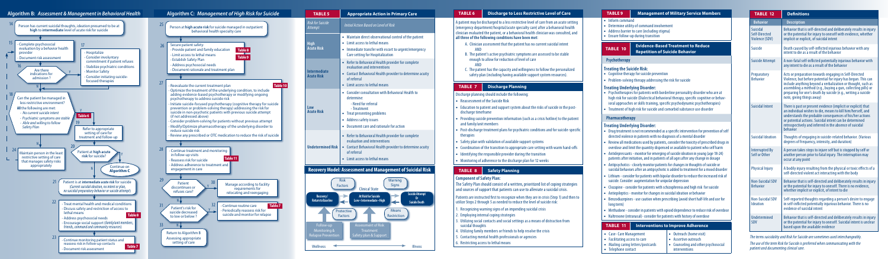## Algorithm B: *Assessment & Management in Behavioral Health*

14 Person has current suicidal thoughts, ideation presumed to be at high to intermediate level of acute risk for suicide

15
- Complete psychosocial evaluation by a behavioral health provider
- Document risk assessment

16 Are there indications for admission?

17
- Hospitalize
- Consider involuntary commitment if patient refuses
- Stabilize psychiatric conditions
- Monitor Safety
- Consider initiating suicide-focused therapies

18 Can the patient be managed in less restrictive environment? **All** the following are met:
- No current suicide intent
- Psychiatric symptoms are stable
- Able and willing to follow Safety Plan

Table 6

19 Refer to appropriate setting of care for treatment and follow-up

20 Patient at **high acute risk** for suicide?

Continue on **Algorithm C**

24 Maintain person in the least restrictive setting of care that manages safety risk appropriately

21 Patient is at **intermediate acute risk** for suicide (*Current suicidal ideation, no intent or plan, no suicidal preparatory behavior or suicide attempt*)

22
- Treat mental health and medical conditions
- Discuss safety and restriction of access to lethal means
- Address psychosocial needs
- Encourage social support (*family/unit members, friends, command and community resources*)

Table 8

23
- Continue monitoring patient status and reassess risk in follow-up contacts
- Document risk assessment

Table 7

## Algorithm C: *Management of High Risk for Suicide*

25 Person at **high acute risk** for suicide managed in outpatient behavioral health specialty care

26 Secure patient safety:
- Provide patient and family education
- Limit access to lethal means
- Establish Safety Plan
- Address psychosocial needs
- Document rationale and treatment plan

Table 8
Table 9

27
- Reevaluate the current treatment plan
- Optimize the treatment of the underlying condition, to include adding evidence-based psychotherapy or modifying ongoing psychotherapy to address suicide risk
- Initiate suicide-focused psychotherapy (cognitive therapy for suicide prevention or problem-solving therapy) addressing the risk for suicide in non-psychotic patients with previous suicide attempt (if not addressed above)
- Consider problem-solving for patients without previous attempt
- Modify/Optimize pharmacotherapy of the underlying disorder to reduce suicide risk
- Review any prescribed or OTC medication to reduce the risk of suicide

Table 10

28
- Continue treatment and monitoring in follow-up visits
- Reassess risk for suicide
- Address adherence to treatment and engagement in care

Table 11

29 Patient discontinues or refuses care?

30 Manage according to facility requirements for relocating and reengaging

31 Patient's risk for suicide decreased to low or below?

32
- Continue routine care
- Periodically reassess risk for suicide and monitor for relapse

Table 7

33 Return to Algorithm B
- Assessing appropriate setting of care

| TABLE 5 | Appropriate Action in Primary Care |
|---|---|
| *Risk for Suicide Attempt* | *Initial Action Based on Level of Risk* |
| **High Acute Risk** | • Maintain direct observational control of the patient<br>• Limit access to lethal means<br>• Immediate transfer with escort to urgent/emergency Care setting for Hospitalization |
| **Intermediate Acute Risk** | • Refer to Behavioral Health provider for complete evaluation and interventions<br>• Contact Behavioral Health provider to determine acuity of referral<br>• Limit access to lethal means |
| **Low Acute Risk** | • Consider consultation with Behavioral Health to determine:<br>- Need for referral<br>- Treatment<br>• Treat presenting problems<br>• Address safety issues<br>• Document care and rationale for action |
| **Undetermined Risk** | • Refer to Behavioral Health provider for complete evaluation and interventions<br>• Contact Behavioral Health provider to determine acuity of referral<br>• Limit access to lethal means |

### Recovery Model: Assessment and Management of Suicidal Risk

Risk Factors
Warning Signs
Clinical State
Recovery/ Return to Baseline
At Risk for Suicide Low – Intermediate – High
Suicide Attempt Or Suicide Death
Protective Factors
Means Restriction
Follow-up Monitoring & Relapse Prevention
Assessment of Risk Treatment Safety plan & Support
Wellness
Illness

| TABLE 6 | Discharge to Less Restrictive Level of Care |
|---|---|

A patient may be discharged to a less restrictive level of care from an acute setting (emergency department/hospital/acute specialty care) after a behavioral health clinician evaluated the patient, or a behavioral health clinician was consulted, and **all three of the following conditions have been met:**

A. Clinician assessment that the patient has no current suicidal intent
AND
B. The patient's active psychiatric symptoms are assessed to be stable enough to allow for reduction of level of care
AND
C. The patient has the capacity and willingness to follow the personalized safety plan (including having available support system resources).

| TABLE 7 | Discharge Planning |
|---|---|

Discharge planning should include the following:
- Reassessment of the Suicide Risk
- Education to patient and support system about the risks of suicide in the post-discharge timeframe
- Providing suicide prevention information (such as a crisis hotline) to the patient and family/unit members
- Post-discharge treatment plans for psychiatric conditions and for suicide-specific therapies
- Safety plan with validation of available support systems
- Coordination of the transition to appropriate care setting with warm hand-offs
- Identifying the responsible provider during the transition
- Monitoring of adherence to the discharge plan for 12 weeks

| TABLE 8 | Safety Planning |
|---|---|

**Component of Safety Plan:**

The Safety Plan should consist of a written, prioritized list of coping strategies and sources of support that patients can use to alleviate a suicidal crisis.

Patients are instructed first to recognize when they are in crisis (Step 1) and then to utilize Steps 2 through 5 as needed to reduce the level of suicide risk:

1. Recognizing warning signs of an impending suicidal crisis
2. Employing internal coping strategies
3. Utilizing social contacts and social settings as a means of distraction from suicidal thoughts
4. Utilizing family members or friends to help resolve the crisis
5. Contacting mental health professionals or agencies
6. Restricting access to lethal means

| TABLE 9 | Management of Military Service Members |
|---|---|

- Inform command
- Determine utility of command involvement
- Address barriers to care (including stigma)
- Ensure follow-up during transition

| TABLE 10 | Evidence-Based Treatment to Reduce Repetition of Suicide Behavior |
|---|---|

**Psychotherapy**

**Treating the Suicide Risk:**
- Cognitive therapy for suicide prevention
- Problem-solving therapy addressing the risk for suicide

**Treating Underlying Disorder:**
- Psychotherapies for patients with borderline personality disorder who are at high risk for suicide (Dialectical behavioral therapy, specific cognitive or behavioral approaches or skills training, specific psychodynamic psychotherapies)
- Treatment of high risk for suicide and comorbid substance use disorder

**Pharmacotherapy**

**Treating Underlying Disorder:**
- Drug treatment is not recommended as a specific intervention for prevention of self directed violence in patients with no diagnosis of a mental disorder
- Review all medications used by patients, consider the toxicity of prescribed drugs in overdose and limit the quantity dispensed or available to patient who self harm
- Antidepressants - monitor for emerging of suicide ideation in young (age 18-24) patients after initiation, and in patients of all ages after any change in dosage
- Antipsychotics - closely monitor patients for changes in thoughts of suicide or suicidal behaviors after an antipsychotic is added to treatment for a mood disorder
- Lithium - consider for patients with bipolar disorder to reduce the increased risk of suicide. Consider augmentation for unipolar depression
- Clozapine - consider for patients with schizophrenia and high risk for suicide
- Antiepileptics - monitor for changes in suicidal ideation or behavior
- Benzodiazepines - use caution when prescribing (avoid short half-life and use for long term)
- Methadone - consider in patients with opioid dependence to reduce risk of overdose
- Naltrexone (intranasal) - consider for patients with history of overdose

| TABLE 11 | Interventions to Improve Adherence |
|---|---|

- Case- Care Management
- Facilitating access to care
- Mailing caring letters/postcards
- Telephone contact
- Outreach (home visit)
- Assertive outreach
- Counseling and other psychosocial interventions

| TABLE 12 | Definitions |
|---|---|
| **Behavior** | **Description** |
| Suicidal Self-Directed Violence (SDV) | Behavior that is self-directed and deliberately results in injury or the potential for injury to oneself with evidence, whether implicit or explicit, of suicidal intent |
| Suicide | Death caused by self-inflicted injurious behavior with any intent to die as a result of the behavior |
| Suicide Attempt | A non-fatal self-inflicted potentially injurious behavior with any intent to die as a result of the behavior |
| Preparatory Behavior | Acts or preparation towards engaging in Self-Directed Violence, but before potential for injury has begun. This can include anything beyond a verbalization or thought, such as assembling a method (e.g., buying a gun, collecting pills) or preparing for one's death by suicide (e.g., writing a suicide note, giving things away) |
| Suicidal Intent | There is past or present evidence (implicit or explicit) that an individual wishes to die, means to kill him/herself, and understands the probable consequences of his/her actions or potential actions. Suicidal intent can be determined retrospectively and inferred in the absence of suicidal behavior |
| Suicidal Ideation | Thoughts of engaging in suicide-related behavior. (Various degrees of frequency, intensity, and duration) |
| Interrupted By Self or Other | A person takes steps to injure self but is stopped by self or another person prior to fatal injury. The interruption may occur at any point |
| Physical Injury | A bodily injury resulting from the physical or toxic effects of a self-directed violent act interacting with the body |
| Non-Suicidal SDV Behavior | Behavior that is self-directed and deliberately results in injury or the potential for injury to oneself. There is no evidence, whether implicit or explicit, of intent to die |
| Non-Suicidal SDV Ideation | Self-reported thoughts regarding a person's desire to engage in self-inflicted potentially injurious behavior. There is no evidence of suicidal intent |
| Undetermined SDV | Behavior that is self-directed and deliberately results in injury or the potential for injury to oneself. Suicidal intent is unclear based upon the available evidence |

*The terms suicidality and Risk for Suicide are sometimes used interchangeably.*

*The use of the term Risk for Suicide is preferred when communicating with the patient and documenting clinical care.*